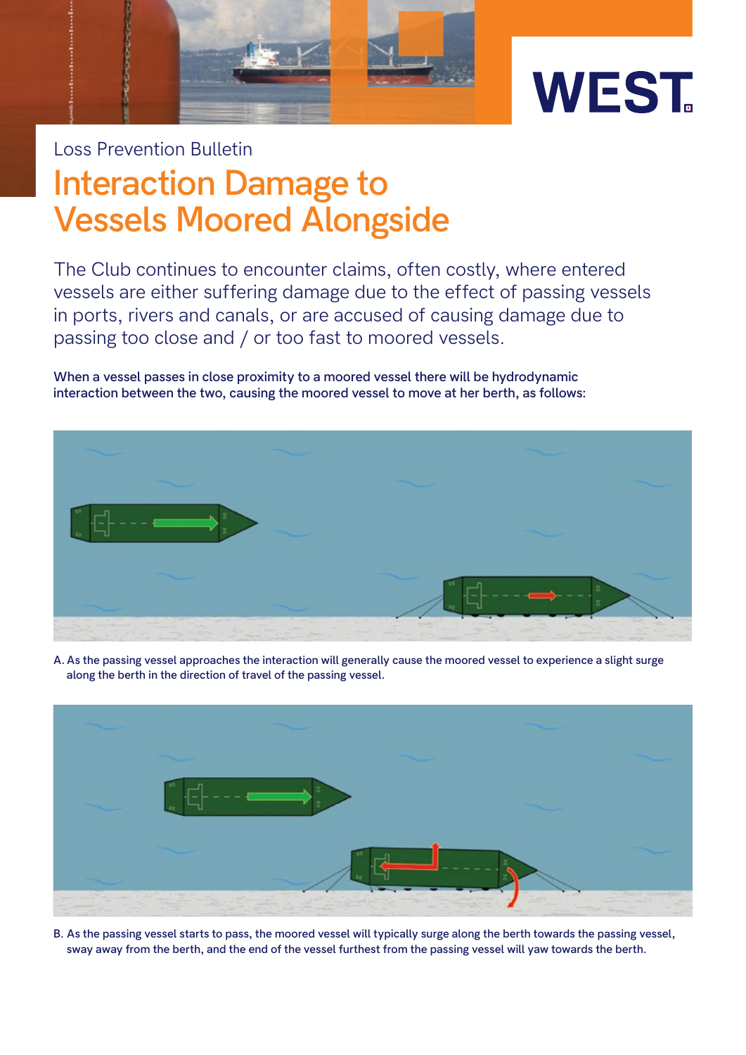Loss Prevention Bulletin

# Interaction Damage to Vessels Moored Alongside

The Club continues to encounter claims, often costly, where entered vessels are either suffering damage due to the effect of passing vessels in ports, rivers and canals, or are accused of causing damage due to passing too close and / or too fast to moored vessels.

**When a vessel passes in close proximity to a moored vessel there will be hydrodynamic interaction between the two, causing the moored vessel to move at her berth, as follows:**

A. As the passing vessel approaches the interaction will generally cause the moored vessel to experience a slight surge along the berth in the direction of travel of the passing vessel.

B. As the passing vessel starts to pass, the moored vessel will typically surge along the berth towards the passing vessel, sway away from the berth, and the end of the vessel furthest from the passing vessel will yaw towards the berth.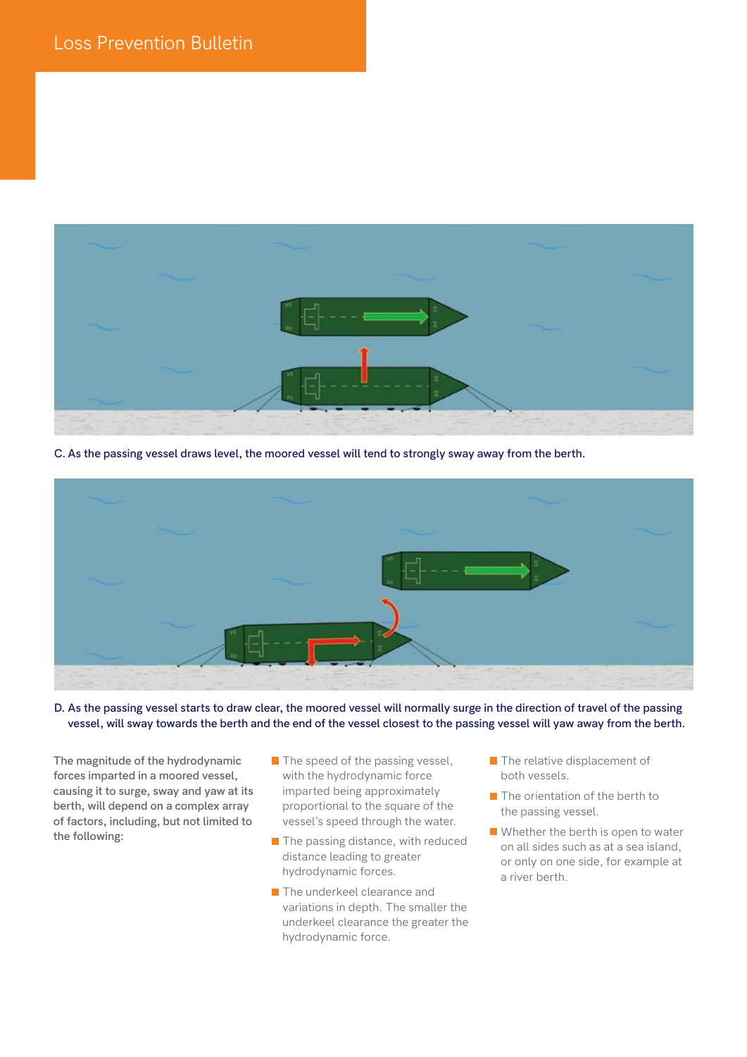C. As the passing vessel draws level, the moored vessel will tend to strongly sway away from the berth.

D. As the passing vessel starts to draw clear, the moored vessel will normally surge in the direction of travel of the passing vessel, will sway towards the berth and the end of the vessel closest to the passing vessel will yaw away from the berth.

The magnitude of the hydrodynamic forces imparted in a moored vessel, causing it to surge, sway and yaw at its berth, will depend on a complex array of factors, including, but not limited to the following:

- The speed of the passing vessel, with the hydrodynamic force imparted being approximately proportional to the square of the vessel's speed through the water.
- The passing distance, with reduced distance leading to greater hydrodynamic forces.
- The underkeel clearance and variations in depth. The smaller the underkeel clearance the greater the hydrodynamic force.
- The relative displacement of both vessels.
- The orientation of the berth to the passing vessel.
- Whether the berth is open to water on all sides such as at a sea island, or only on one side, for example at a river berth.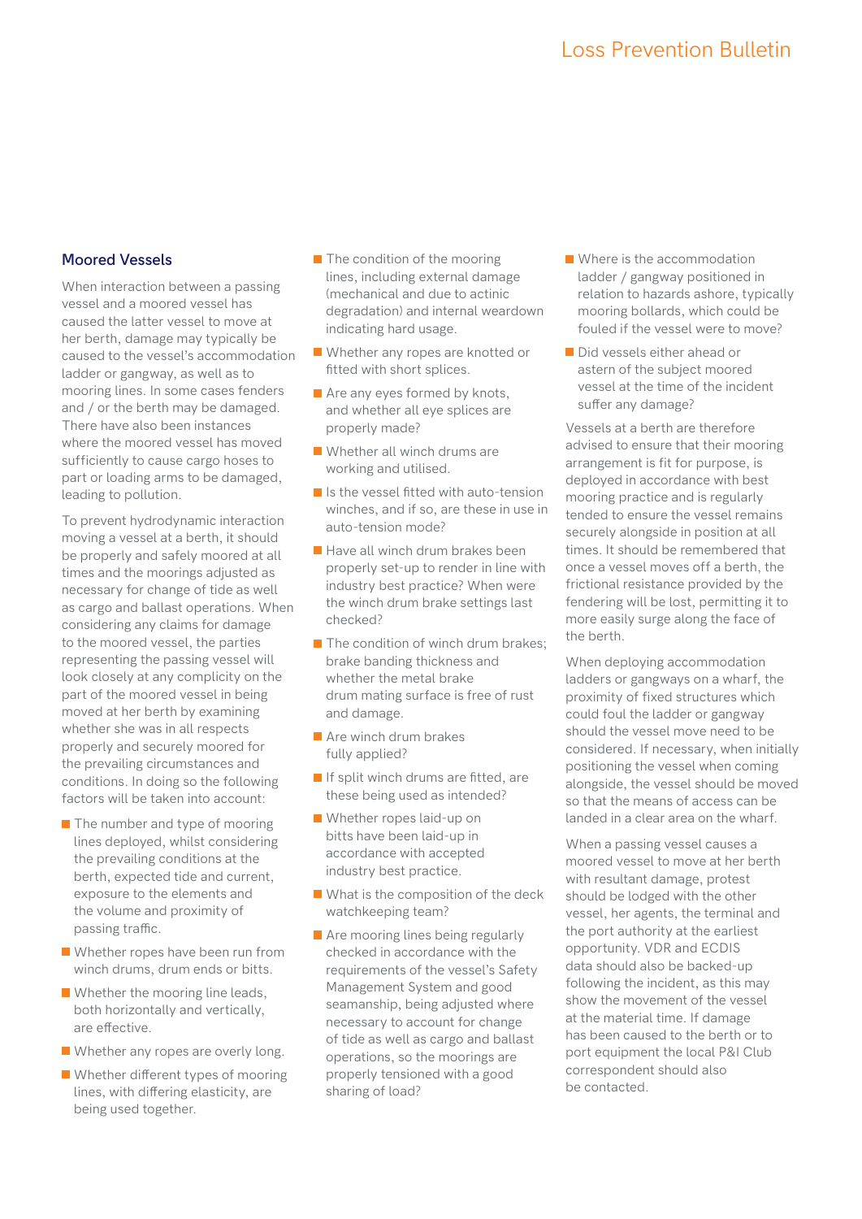## Moored Vessels

When interaction between a passing vessel and a moored vessel has caused the latter vessel to move at her berth, damage may typically be caused to the vessel's accommodation ladder or gangway, as well as to mooring lines. In some cases fenders and / or the berth may be damaged. There have also been instances where the moored vessel has moved sufficiently to cause cargo hoses to part or loading arms to be damaged, leading to pollution.

To prevent hydrodynamic interaction moving a vessel at a berth, it should be properly and safely moored at all times and the moorings adjusted as necessary for change of tide as well as cargo and ballast operations. When considering any claims for damage to the moored vessel, the parties representing the passing vessel will look closely at any complicity on the part of the moored vessel in being moved at her berth by examining whether she was in all respects properly and securely moored for the prevailing circumstances and conditions. In doing so the following factors will be taken into account:

- The number and type of mooring lines deployed, whilst considering the prevailing conditions at the berth, expected tide and current, exposure to the elements and the volume and proximity of passing traffic.
- Whether ropes have been run from winch drums, drum ends or bitts.
- Whether the mooring line leads, both horizontally and vertically, are effective.
- Whether any ropes are overly long.
- Whether different types of mooring lines, with differing elasticity, are being used together.
- The condition of the mooring lines, including external damage (mechanical and due to actinic degradation) and internal weardown indicating hard usage.
- Whether any ropes are knotted or fitted with short splices.
- Are any eyes formed by knots, and whether all eye splices are properly made?
- Whether all winch drums are working and utilised.
- Is the vessel fitted with auto-tension winches, and if so, are these in use in auto-tension mode?
- Have all winch drum brakes been properly set-up to render in line with industry best practice? When were the winch drum brake settings last checked?
- The condition of winch drum brakes; brake banding thickness and whether the metal brake drum mating surface is free of rust and damage.
- Are winch drum brakes fully applied?
- If split winch drums are fitted, are these being used as intended?
- Whether ropes laid-up on bitts have been laid-up in accordance with accepted industry best practice.
- What is the composition of the deck watchkeeping team?
- Are mooring lines being regularly checked in accordance with the requirements of the vessel's Safety Management System and good seamanship, being adjusted where necessary to account for change of tide as well as cargo and ballast operations, so the moorings are properly tensioned with a good sharing of load?
- Where is the accommodation ladder / gangway positioned in relation to hazards ashore, typically mooring bollards, which could be fouled if the vessel were to move?
- Did vessels either ahead or astern of the subject moored vessel at the time of the incident suffer any damage?

Vessels at a berth are therefore advised to ensure that their mooring arrangement is fit for purpose, is deployed in accordance with best mooring practice and is regularly tended to ensure the vessel remains securely alongside in position at all times. It should be remembered that once a vessel moves off a berth, the frictional resistance provided by the fendering will be lost, permitting it to more easily surge along the face of the berth.

When deploying accommodation ladders or gangways on a wharf, the proximity of fixed structures which could foul the ladder or gangway should the vessel move need to be considered. If necessary, when initially positioning the vessel when coming alongside, the vessel should be moved so that the means of access can be landed in a clear area on the wharf.

When a passing vessel causes a moored vessel to move at her berth with resultant damage, protest should be lodged with the other vessel, her agents, the terminal and the port authority at the earliest opportunity. VDR and ECDIS data should also be backed-up following the incident, as this may show the movement of the vessel at the material time. If damage has been caused to the berth or to port equipment the local P&I Club correspondent should also be contacted.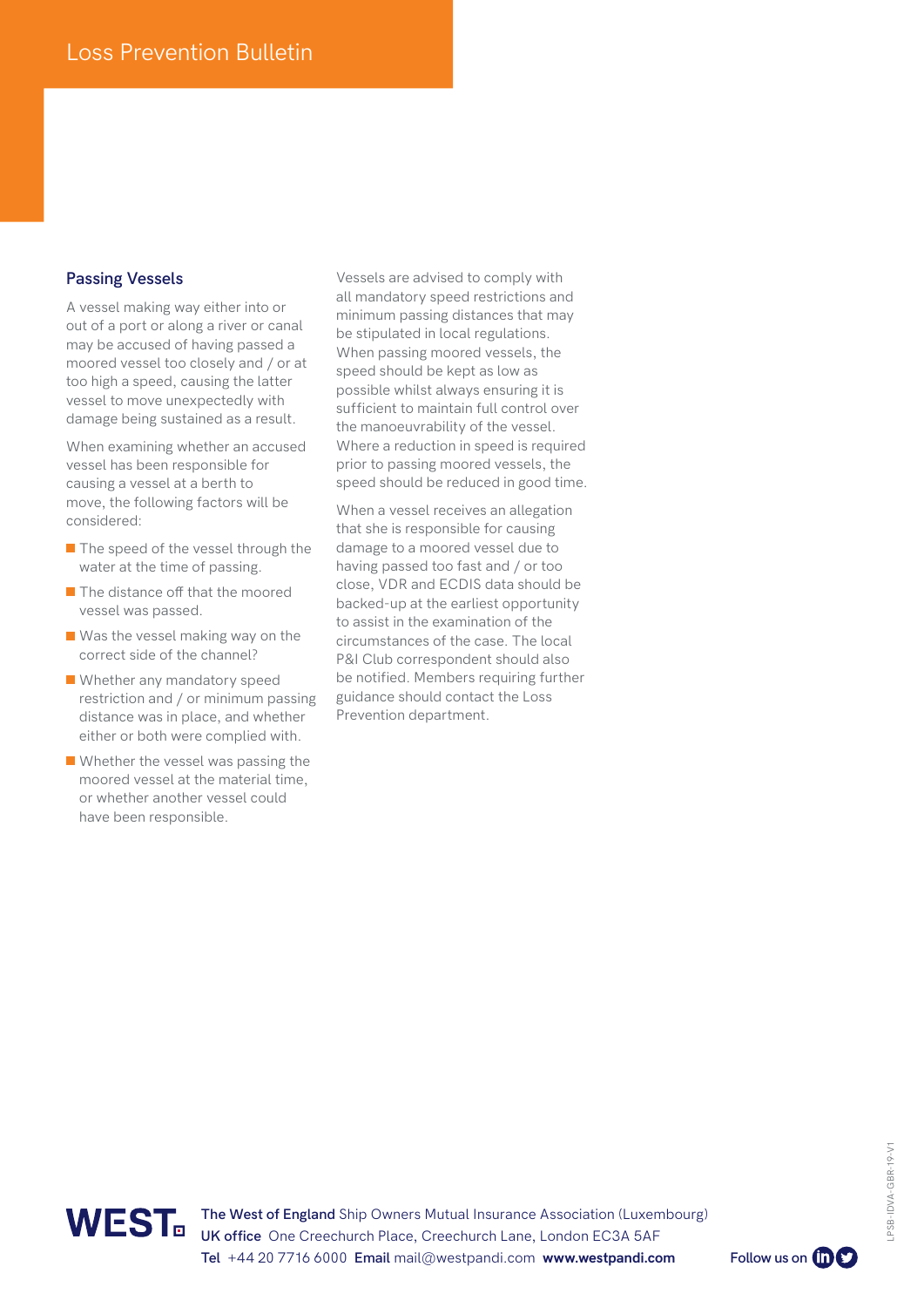## Passing Vessels

A vessel making way either into or out of a port or along a river or canal may be accused of having passed a moored vessel too closely and / or at too high a speed, causing the latter vessel to move unexpectedly with damage being sustained as a result.

When examining whether an accused vessel has been responsible for causing a vessel at a berth to move, the following factors will be considered:

- The speed of the vessel through the water at the time of passing.
- The distance off that the moored vessel was passed.
- Was the vessel making way on the correct side of the channel?
- Whether any mandatory speed restriction and / or minimum passing distance was in place, and whether either or both were complied with.
- Whether the vessel was passing the moored vessel at the material time, or whether another vessel could have been responsible.

Vessels are advised to comply with all mandatory speed restrictions and minimum passing distances that may be stipulated in local regulations. When passing moored vessels, the speed should be kept as low as possible whilst always ensuring it is sufficient to maintain full control over the manoeuvrability of the vessel. Where a reduction in speed is required prior to passing moored vessels, the speed should be reduced in good time.

When a vessel receives an allegation that she is responsible for causing damage to a moored vessel due to having passed too fast and / or too close, VDR and ECDIS data should be backed-up at the earliest opportunity to assist in the examination of the circumstances of the case. The local P&I Club correspondent should also be notified. Members requiring further guidance should contact the Loss Prevention department.

**The West of England** Ship Owners Mutual Insurance Association (Luxembourg)
**UK office** One Creechurch Place, Creechurch Lane, London EC3A 5AF
**Tel** +44 20 7716 6000 **Email** mail@westpandi.com **www.westpandi.com**

Follow us on

LPSB-IDVA-GBR-19-V1